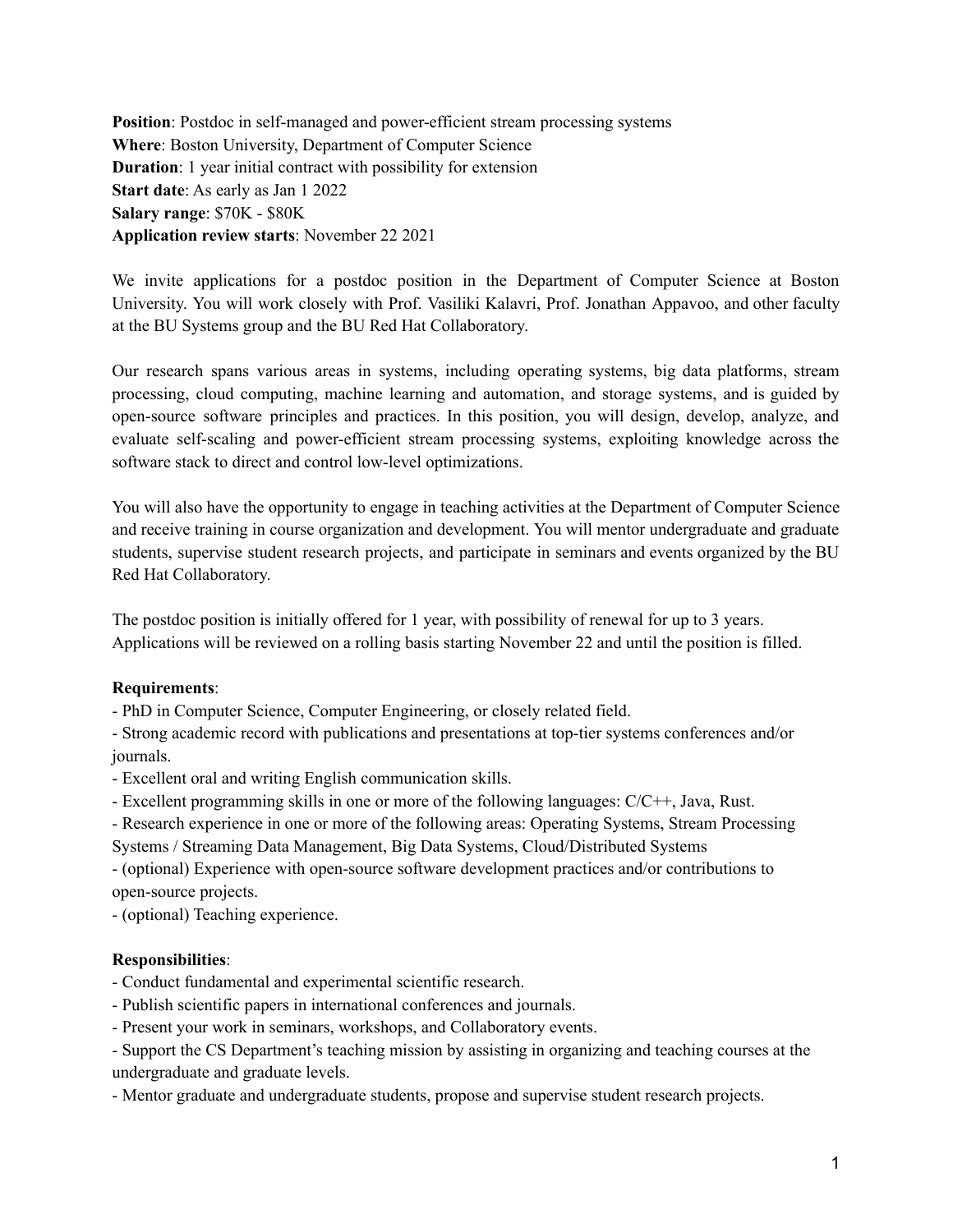**Position**: Postdoc in self-managed and power-efficient stream processing systems
**Where**: Boston University, Department of Computer Science
**Duration**: 1 year initial contract with possibility for extension
**Start date**: As early as Jan 1 2022
**Salary range**: $70K - $80K
**Application review starts**: November 22 2021

We invite applications for a postdoc position in the Department of Computer Science at Boston University. You will work closely with Prof. Vasiliki Kalavri, Prof. Jonathan Appavoo, and other faculty at the BU Systems group and the BU Red Hat Collaboratory.

Our research spans various areas in systems, including operating systems, big data platforms, stream processing, cloud computing, machine learning and automation, and storage systems, and is guided by open-source software principles and practices. In this position, you will design, develop, analyze, and evaluate self-scaling and power-efficient stream processing systems, exploiting knowledge across the software stack to direct and control low-level optimizations.

You will also have the opportunity to engage in teaching activities at the Department of Computer Science and receive training in course organization and development. You will mentor undergraduate and graduate students, supervise student research projects, and participate in seminars and events organized by the BU Red Hat Collaboratory.

The postdoc position is initially offered for 1 year, with possibility of renewal for up to 3 years. Applications will be reviewed on a rolling basis starting November 22 and until the position is filled.

**Requirements**:

- PhD in Computer Science, Computer Engineering, or closely related field.
- Strong academic record with publications and presentations at top-tier systems conferences and/or journals.
- Excellent oral and writing English communication skills.
- Excellent programming skills in one or more of the following languages: C/C++, Java, Rust.
- Research experience in one or more of the following areas: Operating Systems, Stream Processing Systems / Streaming Data Management, Big Data Systems, Cloud/Distributed Systems
- (optional) Experience with open-source software development practices and/or contributions to open-source projects.
- (optional) Teaching experience.

**Responsibilities**:

- Conduct fundamental and experimental scientific research.
- Publish scientific papers in international conferences and journals.
- Present your work in seminars, workshops, and Collaboratory events.
- Support the CS Department's teaching mission by assisting in organizing and teaching courses at the undergraduate and graduate levels.
- Mentor graduate and undergraduate students, propose and supervise student research projects.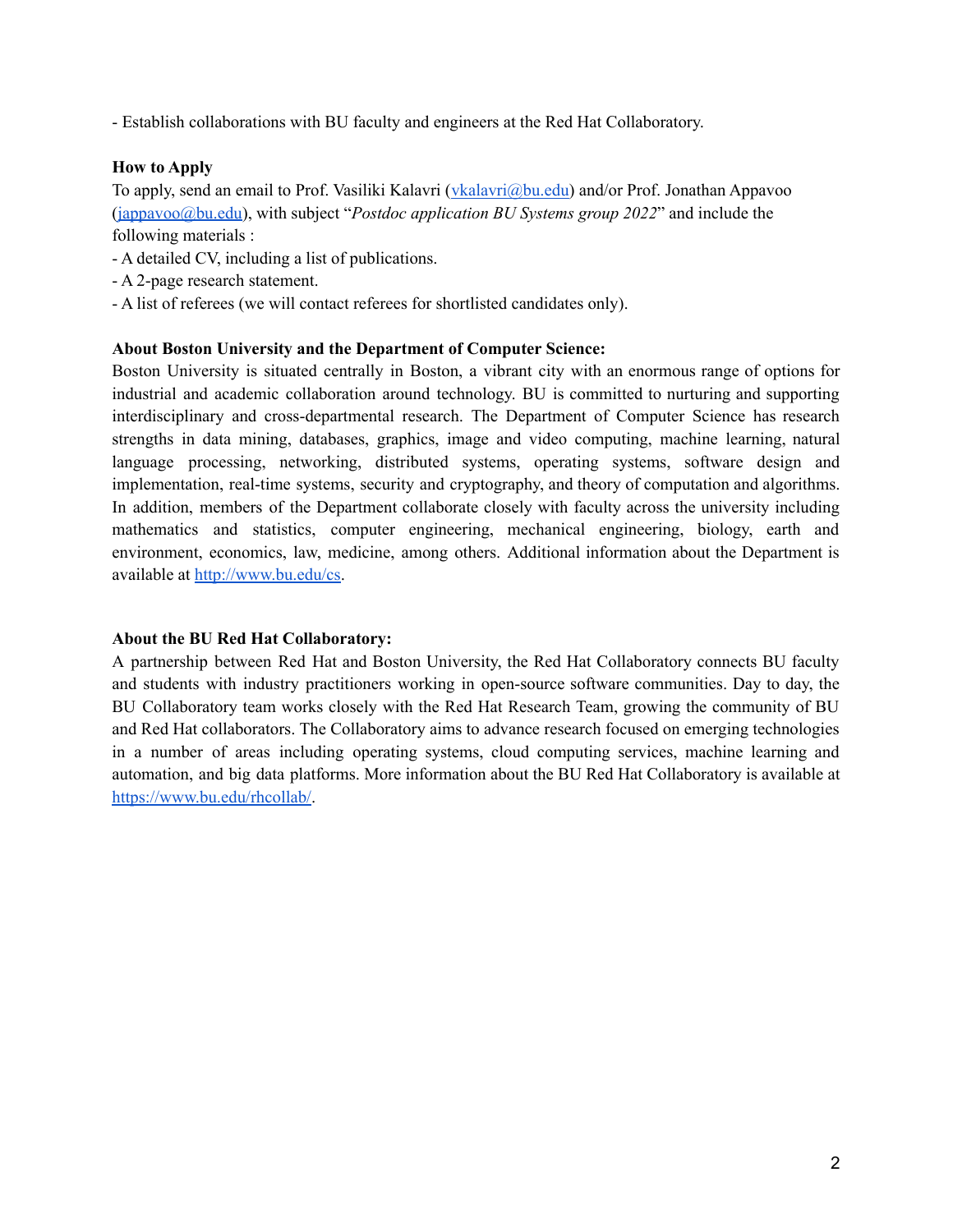- Establish collaborations with BU faculty and engineers at the Red Hat Collaboratory.

**How to Apply**

To apply, send an email to Prof. Vasiliki Kalavri (vkalavri@bu.edu) and/or Prof. Jonathan Appavoo (jappavoo@bu.edu), with subject "*Postdoc application BU Systems group 2022*" and include the following materials :

- A detailed CV, including a list of publications.
- A 2-page research statement.
- A list of referees (we will contact referees for shortlisted candidates only).

**About Boston University and the Department of Computer Science:**

Boston University is situated centrally in Boston, a vibrant city with an enormous range of options for industrial and academic collaboration around technology. BU is committed to nurturing and supporting interdisciplinary and cross-departmental research. The Department of Computer Science has research strengths in data mining, databases, graphics, image and video computing, machine learning, natural language processing, networking, distributed systems, operating systems, software design and implementation, real-time systems, security and cryptography, and theory of computation and algorithms. In addition, members of the Department collaborate closely with faculty across the university including mathematics and statistics, computer engineering, mechanical engineering, biology, earth and environment, economics, law, medicine, among others. Additional information about the Department is available at http://www.bu.edu/cs.

**About the BU Red Hat Collaboratory:**

A partnership between Red Hat and Boston University, the Red Hat Collaboratory connects BU faculty and students with industry practitioners working in open-source software communities. Day to day, the BU Collaboratory team works closely with the Red Hat Research Team, growing the community of BU and Red Hat collaborators. The Collaboratory aims to advance research focused on emerging technologies in a number of areas including operating systems, cloud computing services, machine learning and automation, and big data platforms. More information about the BU Red Hat Collaboratory is available at https://www.bu.edu/rhcollab/.